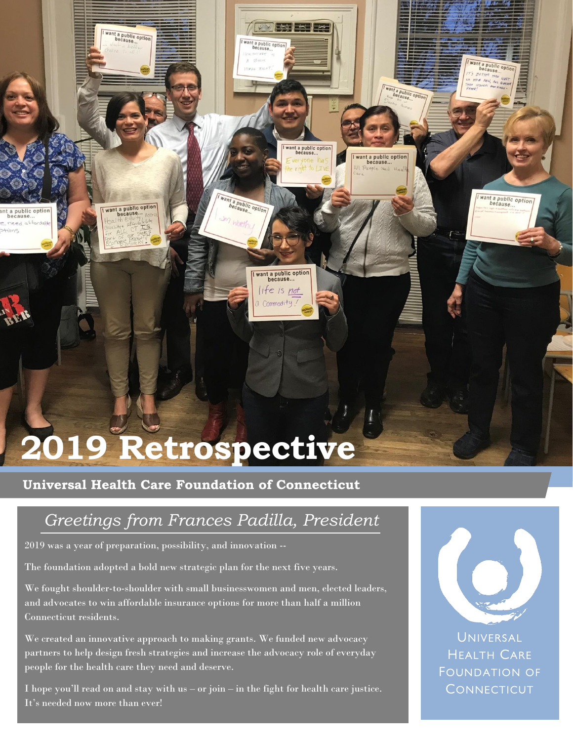# 2019 Retrospective

**Universal Health Care Foundation of Connecticut**

## *Greetings from Frances Padilla, President*

2019 was a year of preparation, possibility, and innovation --

The foundation adopted a bold new strategic plan for the next five years.

We fought shoulder-to-shoulder with small businesswomen and men, elected leaders, and advocates to win affordable insurance options for more than half a million Connecticut residents.

We created an innovative approach to making grants. We funded new advocacy partners to help design fresh strategies and increase the advocacy role of everyday people for the health care they need and deserve.

I hope you'll read on and stay with us – or join – in the fight for health care justice. It's needed now more than ever!

Universal Health Care Foundation of Connecticut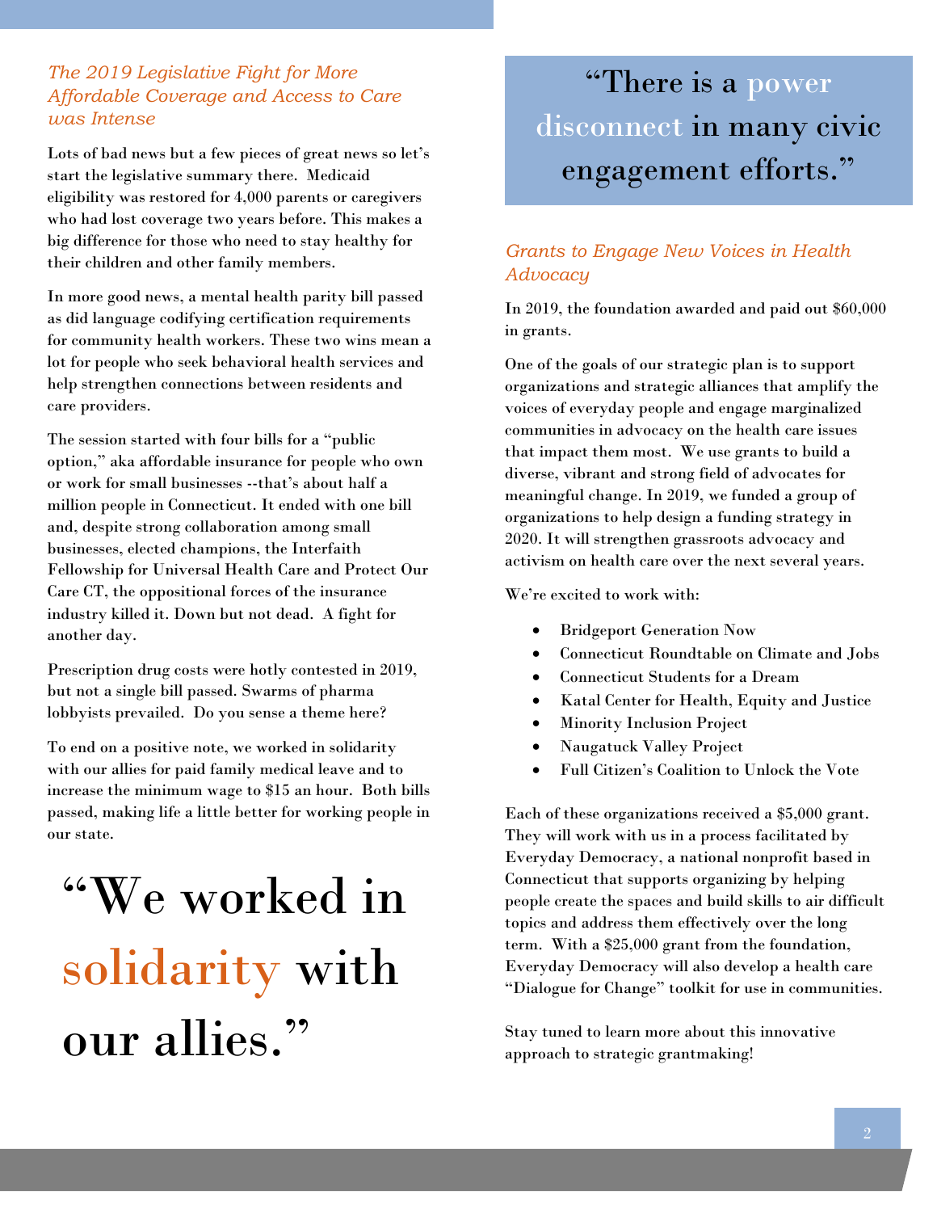## *The 2019 Legislative Fight for More Affordable Coverage and Access to Care was Intense*

Lots of bad news but a few pieces of great news so let's start the legislative summary there. Medicaid eligibility was restored for 4,000 parents or caregivers who had lost coverage two years before. This makes a big difference for those who need to stay healthy for their children and other family members.

In more good news, a mental health parity bill passed as did language codifying certification requirements for community health workers. These two wins mean a lot for people who seek behavioral health services and help strengthen connections between residents and care providers.

The session started with four bills for a "public option," aka affordable insurance for people who own or work for small businesses --that's about half a million people in Connecticut. It ended with one bill and, despite strong collaboration among small businesses, elected champions, the Interfaith Fellowship for Universal Health Care and Protect Our Care CT, the oppositional forces of the insurance industry killed it. Down but not dead. A fight for another day.

Prescription drug costs were hotly contested in 2019, but not a single bill passed. Swarms of pharma lobbyists prevailed. Do you sense a theme here?

To end on a positive note, we worked in solidarity with our allies for paid family medical leave and to increase the minimum wage to $15 an hour. Both bills passed, making life a little better for working people in our state.

> "We worked in solidarity with our allies."

> "There is a power disconnect in many civic engagement efforts."

## *Grants to Engage New Voices in Health Advocacy*

In 2019, the foundation awarded and paid out $60,000 in grants.

One of the goals of our strategic plan is to support organizations and strategic alliances that amplify the voices of everyday people and engage marginalized communities in advocacy on the health care issues that impact them most. We use grants to build a diverse, vibrant and strong field of advocates for meaningful change. In 2019, we funded a group of organizations to help design a funding strategy in 2020. It will strengthen grassroots advocacy and activism on health care over the next several years.

We're excited to work with:

- Bridgeport Generation Now
- Connecticut Roundtable on Climate and Jobs
- Connecticut Students for a Dream
- Katal Center for Health, Equity and Justice
- Minority Inclusion Project
- Naugatuck Valley Project
- Full Citizen's Coalition to Unlock the Vote

Each of these organizations received a $5,000 grant. They will work with us in a process facilitated by Everyday Democracy, a national nonprofit based in Connecticut that supports organizing by helping people create the spaces and build skills to air difficult topics and address them effectively over the long term. With a $25,000 grant from the foundation, Everyday Democracy will also develop a health care "Dialogue for Change" toolkit for use in communities.

Stay tuned to learn more about this innovative approach to strategic grantmaking!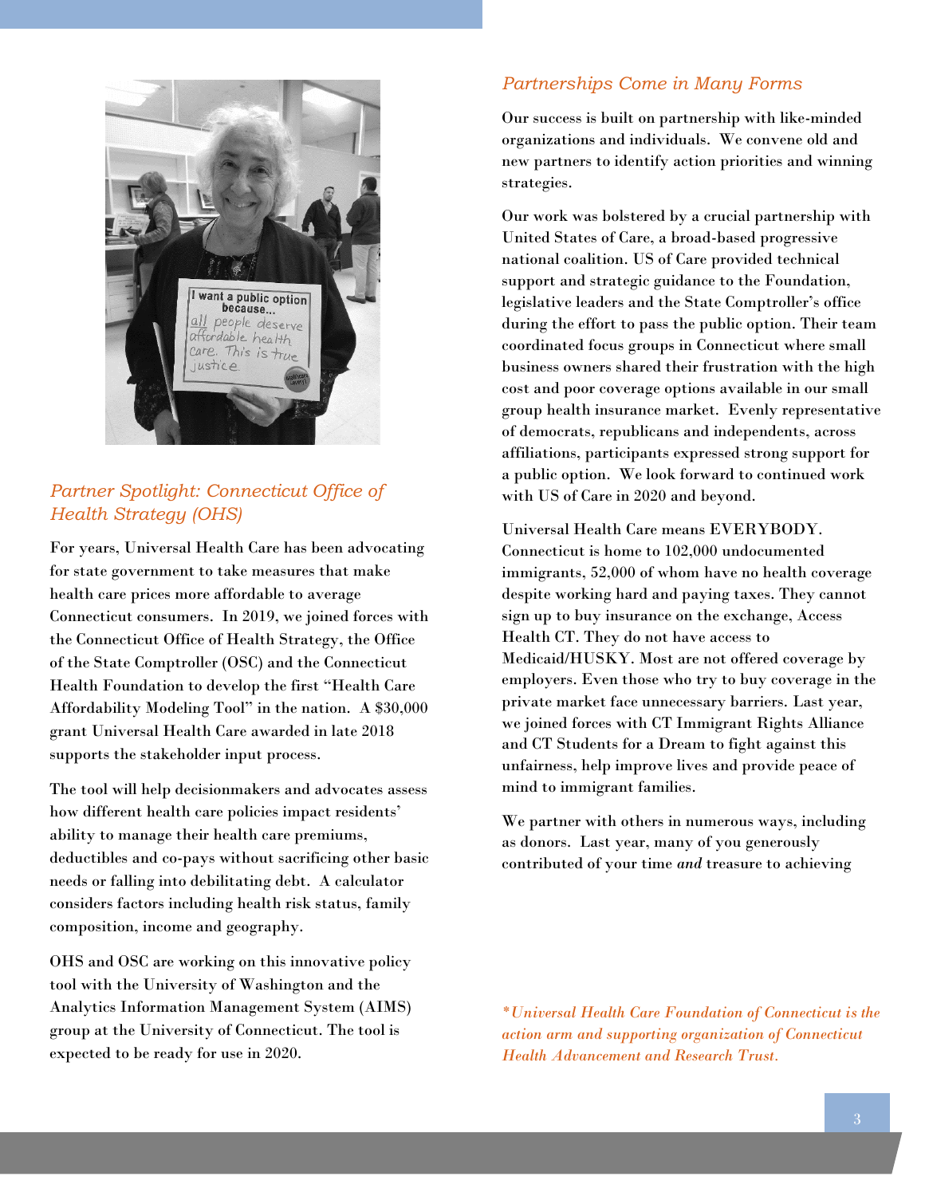## Partner Spotlight: Connecticut Office of Health Strategy (OHS)

For years, Universal Health Care has been advocating for state government to take measures that make health care prices more affordable to average Connecticut consumers. In 2019, we joined forces with the Connecticut Office of Health Strategy, the Office of the State Comptroller (OSC) and the Connecticut Health Foundation to develop the first "Health Care Affordability Modeling Tool" in the nation. A $30,000 grant Universal Health Care awarded in late 2018 supports the stakeholder input process.

The tool will help decisionmakers and advocates assess how different health care policies impact residents' ability to manage their health care premiums, deductibles and co-pays without sacrificing other basic needs or falling into debilitating debt. A calculator considers factors including health risk status, family composition, income and geography.

OHS and OSC are working on this innovative policy tool with the University of Washington and the Analytics Information Management System (AIMS) group at the University of Connecticut. The tool is expected to be ready for use in 2020.

## Partnerships Come in Many Forms

Our success is built on partnership with like-minded organizations and individuals. We convene old and new partners to identify action priorities and winning strategies.

Our work was bolstered by a crucial partnership with United States of Care, a broad-based progressive national coalition. US of Care provided technical support and strategic guidance to the Foundation, legislative leaders and the State Comptroller's office during the effort to pass the public option. Their team coordinated focus groups in Connecticut where small business owners shared their frustration with the high cost and poor coverage options available in our small group health insurance market. Evenly representative of democrats, republicans and independents, across affiliations, participants expressed strong support for a public option. We look forward to continued work with US of Care in 2020 and beyond.

Universal Health Care means EVERYBODY. Connecticut is home to 102,000 undocumented immigrants, 52,000 of whom have no health coverage despite working hard and paying taxes. They cannot sign up to buy insurance on the exchange, Access Health CT. They do not have access to Medicaid/HUSKY. Most are not offered coverage by employers. Even those who try to buy coverage in the private market face unnecessary barriers. Last year, we joined forces with CT Immigrant Rights Alliance and CT Students for a Dream to fight against this unfairness, help improve lives and provide peace of mind to immigrant families.

We partner with others in numerous ways, including as donors. Last year, many of you generously contributed of your time *and* treasure to achieving

*\*Universal Health Care Foundation of Connecticut is the action arm and supporting organization of Connecticut Health Advancement and Research Trust.*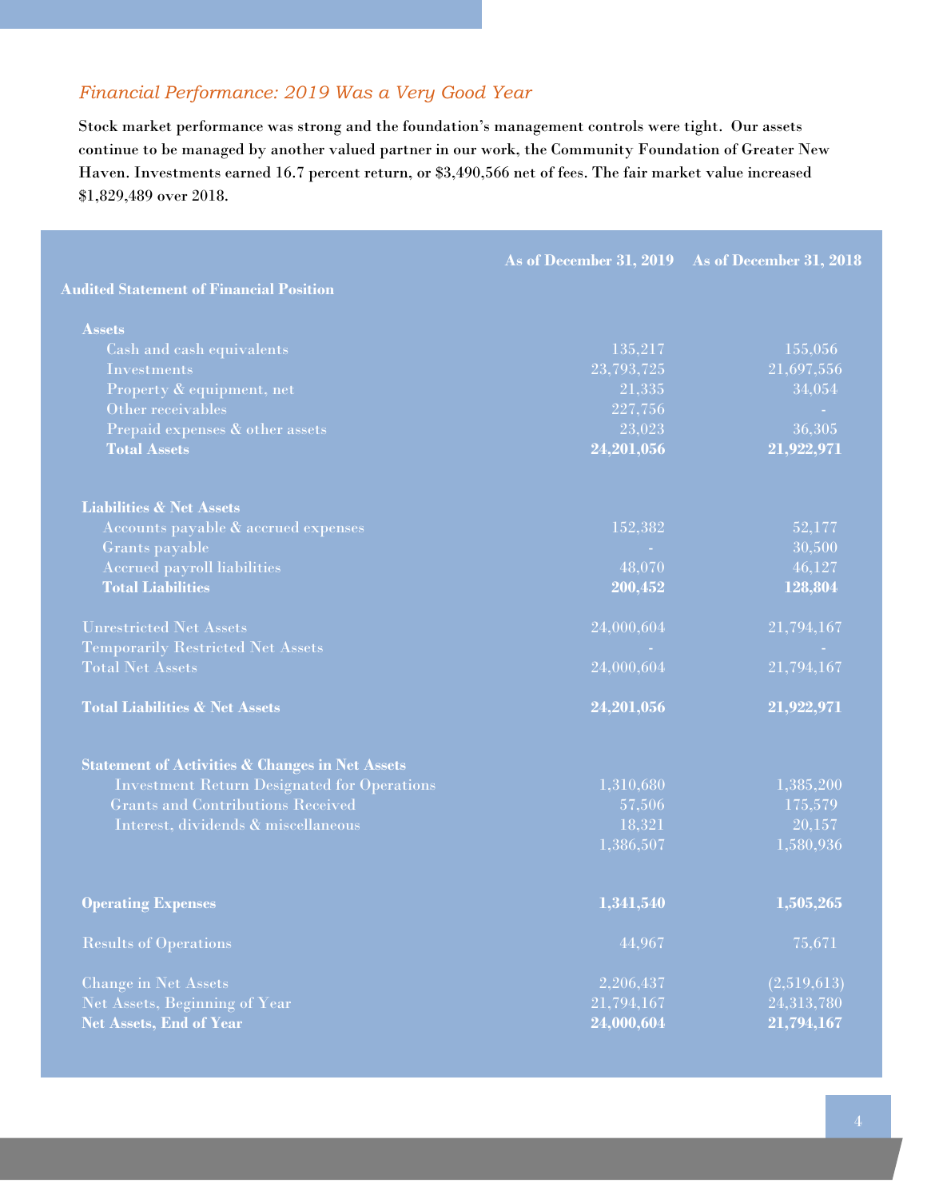*Financial Performance: 2019 Was a Very Good Year*

Stock market performance was strong and the foundation's management controls were tight. Our assets continue to be managed by another valued partner in our work, the Community Foundation of Greater New Haven. Investments earned 16.7 percent return, or $3,490,566 net of fees. The fair market value increased $1,829,489 over 2018.

| | As of December 31, 2019 | As of December 31, 2018 |
|---|---|---|
| **Audited Statement of Financial Position** | | |
| **Assets** | | |
| Cash and cash equivalents | 135,217 | 155,056 |
| Investments | 23,793,725 | 21,697,556 |
| Property & equipment, net | 21,335 | 34,054 |
| Other receivables | 227,756 | - |
| Prepaid expenses & other assets | 23,023 | 36,305 |
| **Total Assets** | **24,201,056** | **21,922,971** |
| **Liabilities & Net Assets** | | |
| Accounts payable & accrued expenses | 152,382 | 52,177 |
| Grants payable | - | 30,500 |
| Accrued payroll liabilities | 48,070 | 46,127 |
| **Total Liabilities** | **200,452** | **128,804** |
| Unrestricted Net Assets | 24,000,604 | 21,794,167 |
| Temporarily Restricted Net Assets | - | - |
| Total Net Assets | 24,000,604 | 21,794,167 |
| **Total Liabilities & Net Assets** | **24,201,056** | **21,922,971** |
| **Statement of Activities & Changes in Net Assets** | | |
| Investment Return Designated for Operations | 1,310,680 | 1,385,200 |
| Grants and Contributions Received | 57,506 | 175,579 |
| Interest, dividends & miscellaneous | 18,321 | 20,157 |
| | 1,386,507 | 1,580,936 |
| **Operating Expenses** | **1,341,540** | **1,505,265** |
| Results of Operations | 44,967 | 75,671 |
| Change in Net Assets | 2,206,437 | (2,519,613) |
| Net Assets, Beginning of Year | 21,794,167 | 24,313,780 |
| **Net Assets, End of Year** | **24,000,604** | **21,794,167** |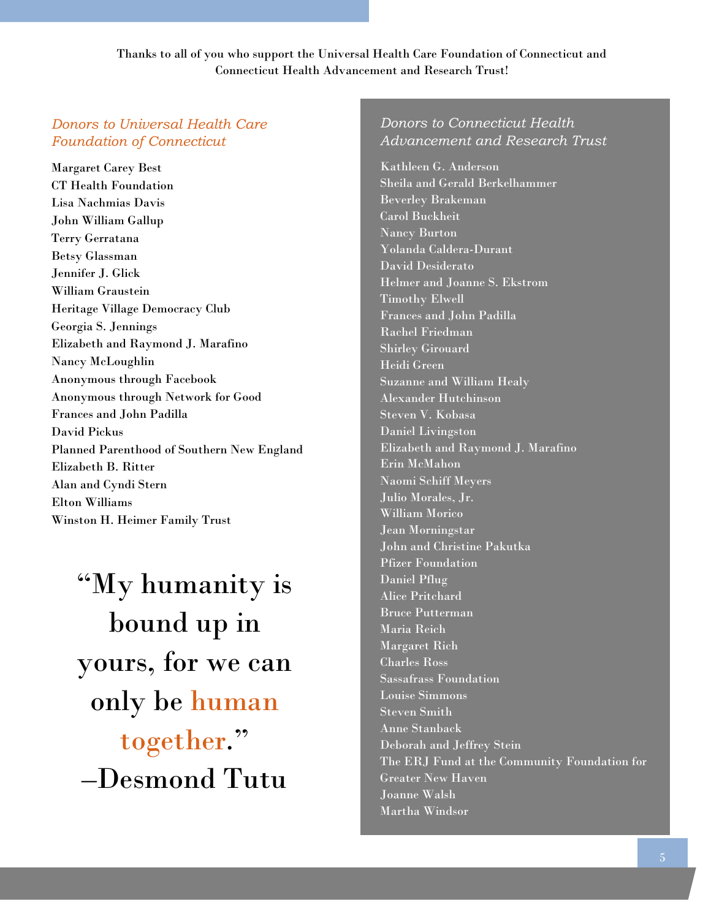Thanks to all of you who support the Universal Health Care Foundation of Connecticut and Connecticut Health Advancement and Research Trust!

### *Donors to Universal Health Care Foundation of Connecticut*

Margaret Carey Best
CT Health Foundation
Lisa Nachmias Davis
John William Gallup
Terry Gerratana
Betsy Glassman
Jennifer J. Glick
William Graustein
Heritage Village Democracy Club
Georgia S. Jennings
Elizabeth and Raymond J. Marafino
Nancy McLoughlin
Anonymous through Facebook
Anonymous through Network for Good
Frances and John Padilla
David Pickus
Planned Parenthood of Southern New England
Elizabeth B. Ritter
Alan and Cyndi Stern
Elton Williams
Winston H. Heimer Family Trust

> "My humanity is bound up in yours, for we can only be human together."
> –Desmond Tutu

### *Donors to Connecticut Health Advancement and Research Trust*

Kathleen G. Anderson
Sheila and Gerald Berkelhammer
Beverley Brakeman
Carol Buckheit
Nancy Burton
Yolanda Caldera-Durant
David Desiderato
Helmer and Joanne S. Ekstrom
Timothy Elwell
Frances and John Padilla
Rachel Friedman
Shirley Girouard
Heidi Green
Suzanne and William Healy
Alexander Hutchinson
Steven V. Kobasa
Daniel Livingston
Elizabeth and Raymond J. Marafino
Erin McMahon
Naomi Schiff Meyers
Julio Morales, Jr.
William Morico
Jean Morningstar
John and Christine Pakutka
Pfizer Foundation
Daniel Pflug
Alice Pritchard
Bruce Putterman
Maria Reich
Margaret Rich
Charles Ross
Sassafrass Foundation
Louise Simmons
Steven Smith
Anne Stanback
Deborah and Jeffrey Stein
The ERJ Fund at the Community Foundation for Greater New Haven
Joanne Walsh
Martha Windsor